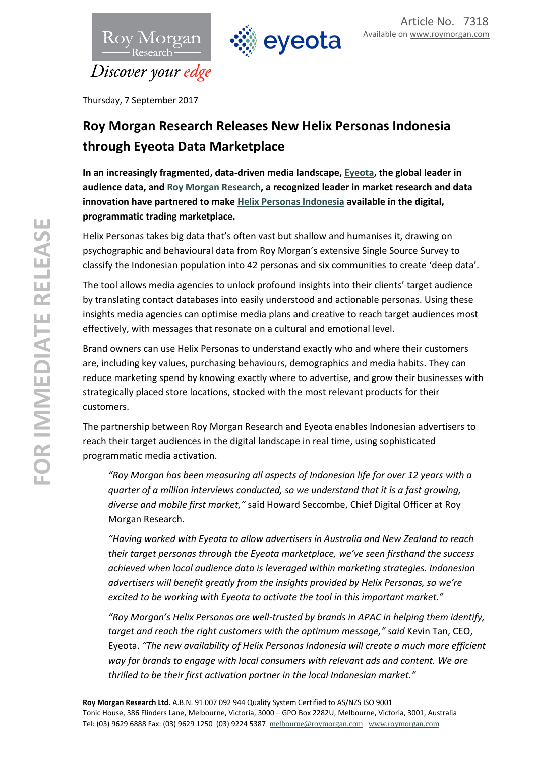Article No. 7318
Available on www.roymorgan.com

Thursday, 7 September 2017

# Roy Morgan Research Releases New Helix Personas Indonesia through Eyeota Data Marketplace

**In an increasingly fragmented, data-driven media landscape, Eyeota, the global leader in audience data, and Roy Morgan Research, a recognized leader in market research and data innovation have partnered to make Helix Personas Indonesia available in the digital, programmatic trading marketplace.**

Helix Personas takes big data that's often vast but shallow and humanises it, drawing on psychographic and behavioural data from Roy Morgan's extensive Single Source Survey to classify the Indonesian population into 42 personas and six communities to create 'deep data'.

The tool allows media agencies to unlock profound insights into their clients' target audience by translating contact databases into easily understood and actionable personas. Using these insights media agencies can optimise media plans and creative to reach target audiences most effectively, with messages that resonate on a cultural and emotional level.

Brand owners can use Helix Personas to understand exactly who and where their customers are, including key values, purchasing behaviours, demographics and media habits. They can reduce marketing spend by knowing exactly where to advertise, and grow their businesses with strategically placed store locations, stocked with the most relevant products for their customers.

The partnership between Roy Morgan Research and Eyeota enables Indonesian advertisers to reach their target audiences in the digital landscape in real time, using sophisticated programmatic media activation.

> *"Roy Morgan has been measuring all aspects of Indonesian life for over 12 years with a quarter of a million interviews conducted, so we understand that it is a fast growing, diverse and mobile first market,"* said Howard Seccombe, Chief Digital Officer at Roy Morgan Research.
>
> *"Having worked with Eyeota to allow advertisers in Australia and New Zealand to reach their target personas through the Eyeota marketplace, we've seen firsthand the success achieved when local audience data is leveraged within marketing strategies. Indonesian advertisers will benefit greatly from the insights provided by Helix Personas, so we're excited to be working with Eyeota to activate the tool in this important market."*
>
> *"Roy Morgan's Helix Personas are well-trusted by brands in APAC in helping them identify, target and reach the right customers with the optimum message," said* Kevin Tan, CEO, Eyeota. *"The new availability of Helix Personas Indonesia will create a much more efficient way for brands to engage with local consumers with relevant ads and content. We are thrilled to be their first activation partner in the local Indonesian market."*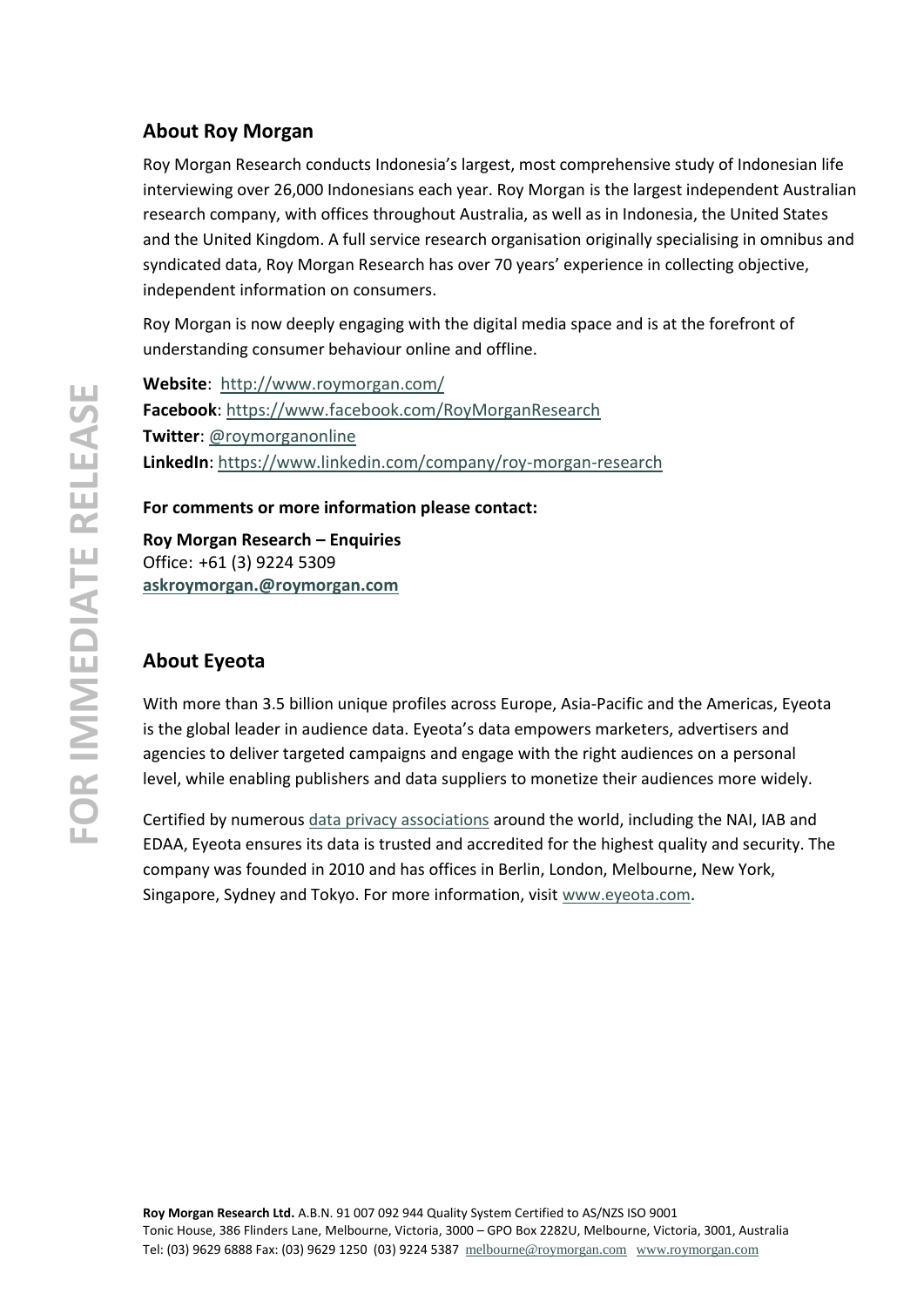## About Roy Morgan

Roy Morgan Research conducts Indonesia's largest, most comprehensive study of Indonesian life interviewing over 26,000 Indonesians each year. Roy Morgan is the largest independent Australian research company, with offices throughout Australia, as well as in Indonesia, the United States and the United Kingdom. A full service research organisation originally specialising in omnibus and syndicated data, Roy Morgan Research has over 70 years' experience in collecting objective, independent information on consumers.

Roy Morgan is now deeply engaging with the digital media space and is at the forefront of understanding consumer behaviour online and offline.

**Website**: http://www.roymorgan.com/
**Facebook**: https://www.facebook.com/RoyMorganResearch
**Twitter**: @roymorganonline
**LinkedIn**: https://www.linkedin.com/company/roy-morgan-research

**For comments or more information please contact:**

**Roy Morgan Research – Enquiries**
Office: +61 (3) 9224 5309
**askroymorgan.@roymorgan.com**

## About Eyeota

With more than 3.5 billion unique profiles across Europe, Asia-Pacific and the Americas, Eyeota is the global leader in audience data. Eyeota's data empowers marketers, advertisers and agencies to deliver targeted campaigns and engage with the right audiences on a personal level, while enabling publishers and data suppliers to monetize their audiences more widely.

Certified by numerous data privacy associations around the world, including the NAI, IAB and EDAA, Eyeota ensures its data is trusted and accredited for the highest quality and security. The company was founded in 2010 and has offices in Berlin, London, Melbourne, New York, Singapore, Sydney and Tokyo. For more information, visit www.eyeota.com.